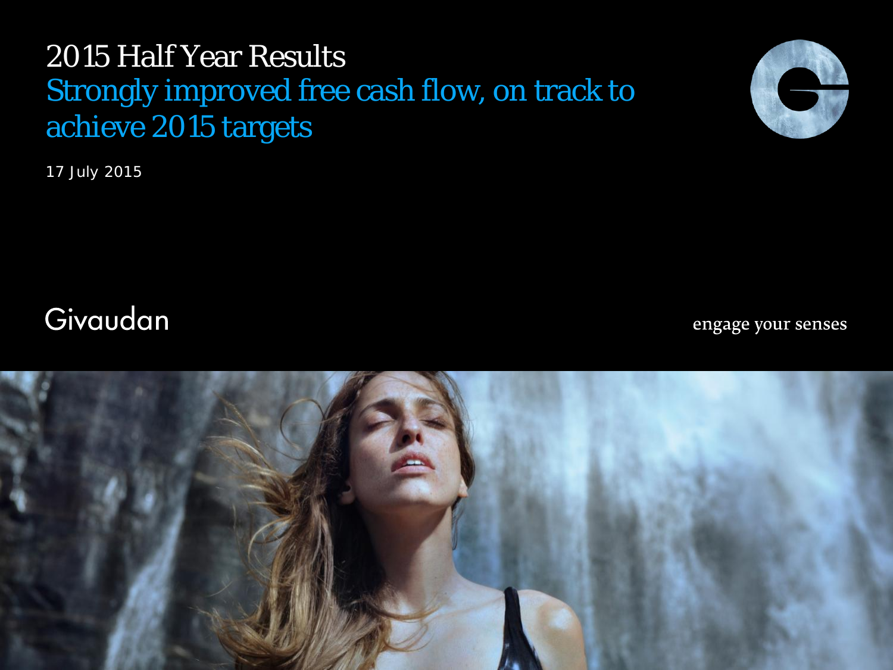# 2015 Half Year Results

## Strongly improved free cash flow, on track to achieve 2015 targets

17 July 2015

Givaudan

engage your senses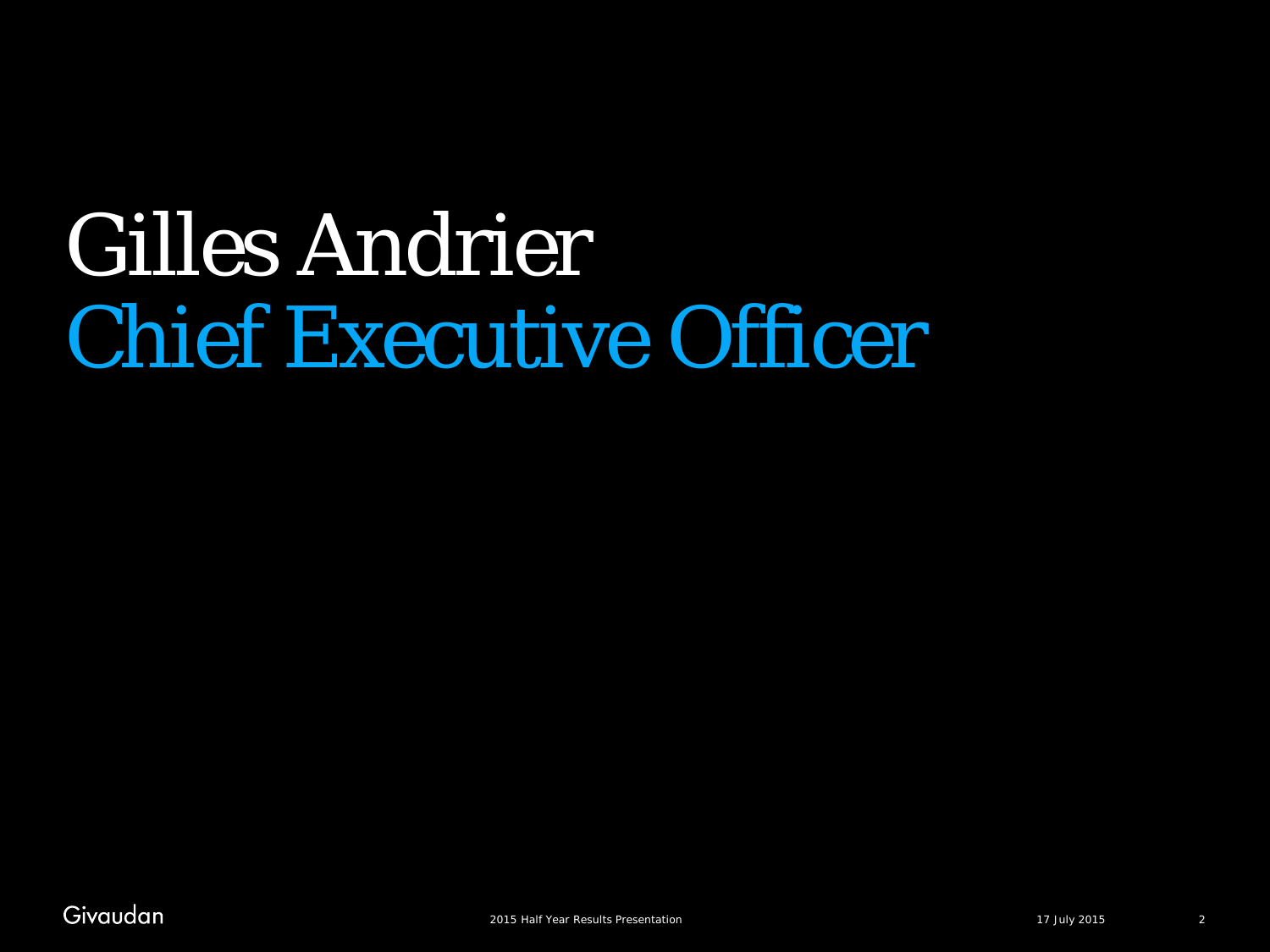# Gilles Andrier

## Chief Executive Officer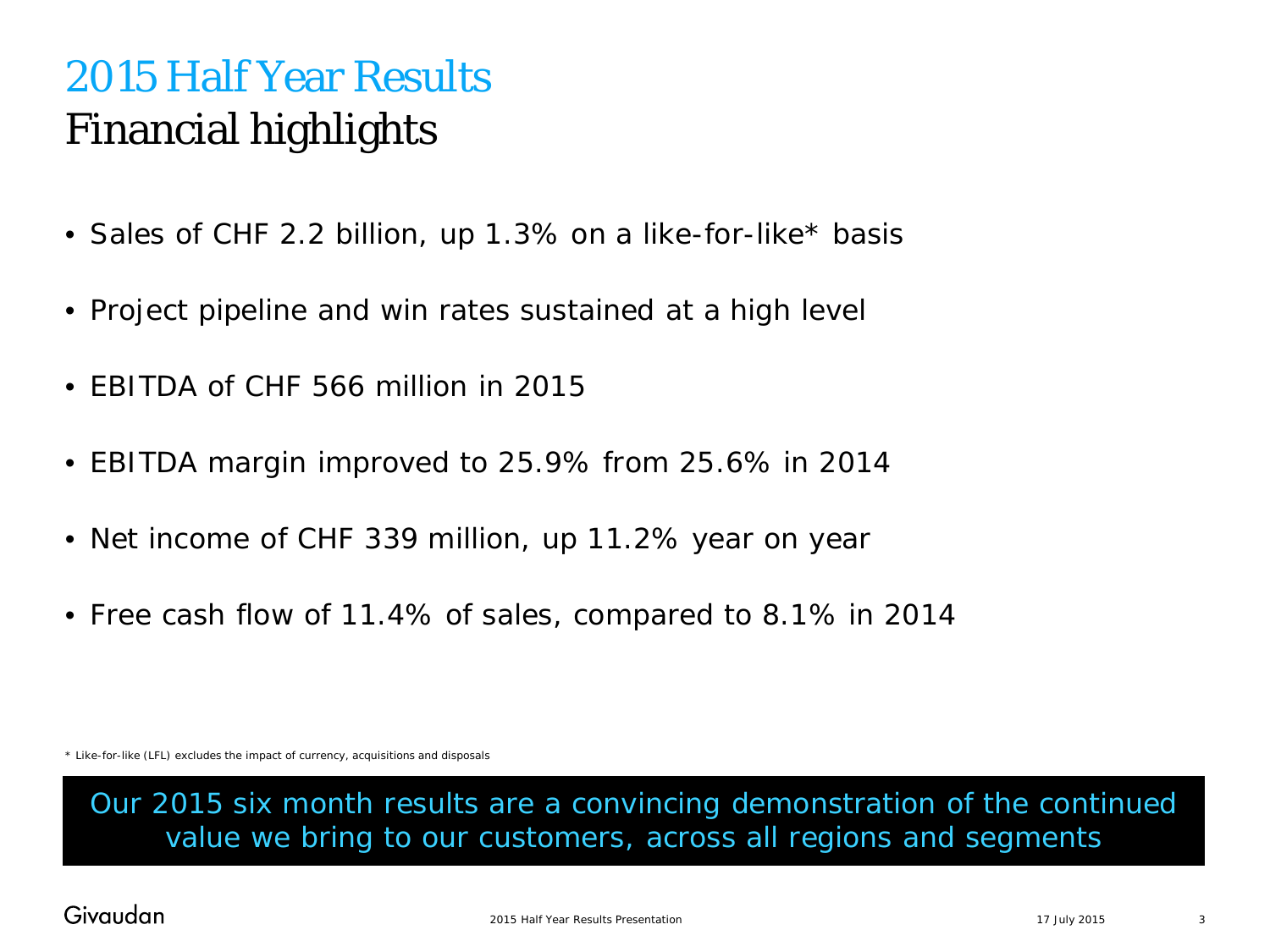# 2015 Half Year Results

## Financial highlights

- Sales of CHF 2.2 billion, up 1.3% on a like-for-like* basis
- Project pipeline and win rates sustained at a high level
- EBITDA of CHF 566 million in 2015
- EBITDA margin improved to 25.9% from 25.6% in 2014
- Net income of CHF 339 million, up 11.2% year on year
- Free cash flow of 11.4% of sales, compared to 8.1% in 2014

* Like-for-like (LFL) excludes the impact of currency, acquisitions and disposals

Our 2015 six month results are a convincing demonstration of the continued value we bring to our customers, across all regions and segments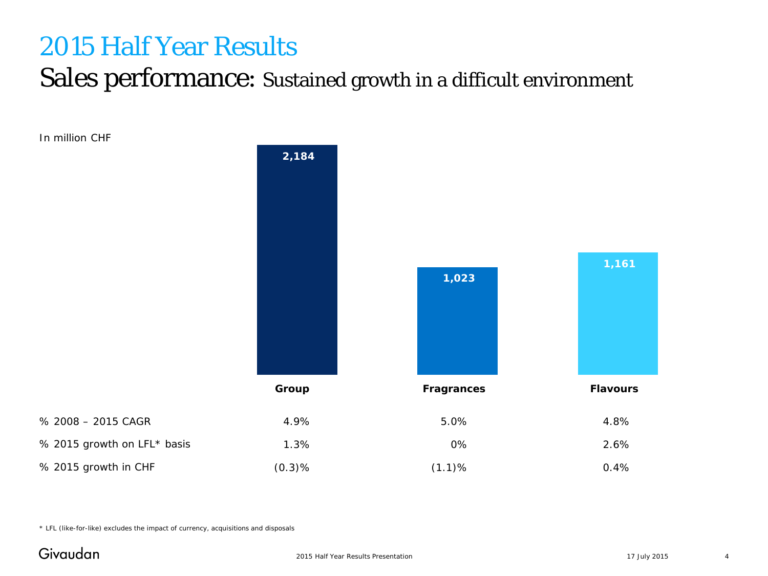# 2015 Half Year Results

## Sales performance: Sustained growth in a difficult environment

In million CHF

| | Group | Fragrances | Flavours |
|---|---|---|---|
| Sales | 2,184 | 1,023 | 1,161 |
| % 2008 – 2015 CAGR | 4.9% | 5.0% | 4.8% |
| % 2015 growth on LFL* basis | 1.3% | 0% | 2.6% |
| % 2015 growth in CHF | (0.3)% | (1.1)% | 0.4% |

* LFL (like-for-like) excludes the impact of currency, acquisitions and disposals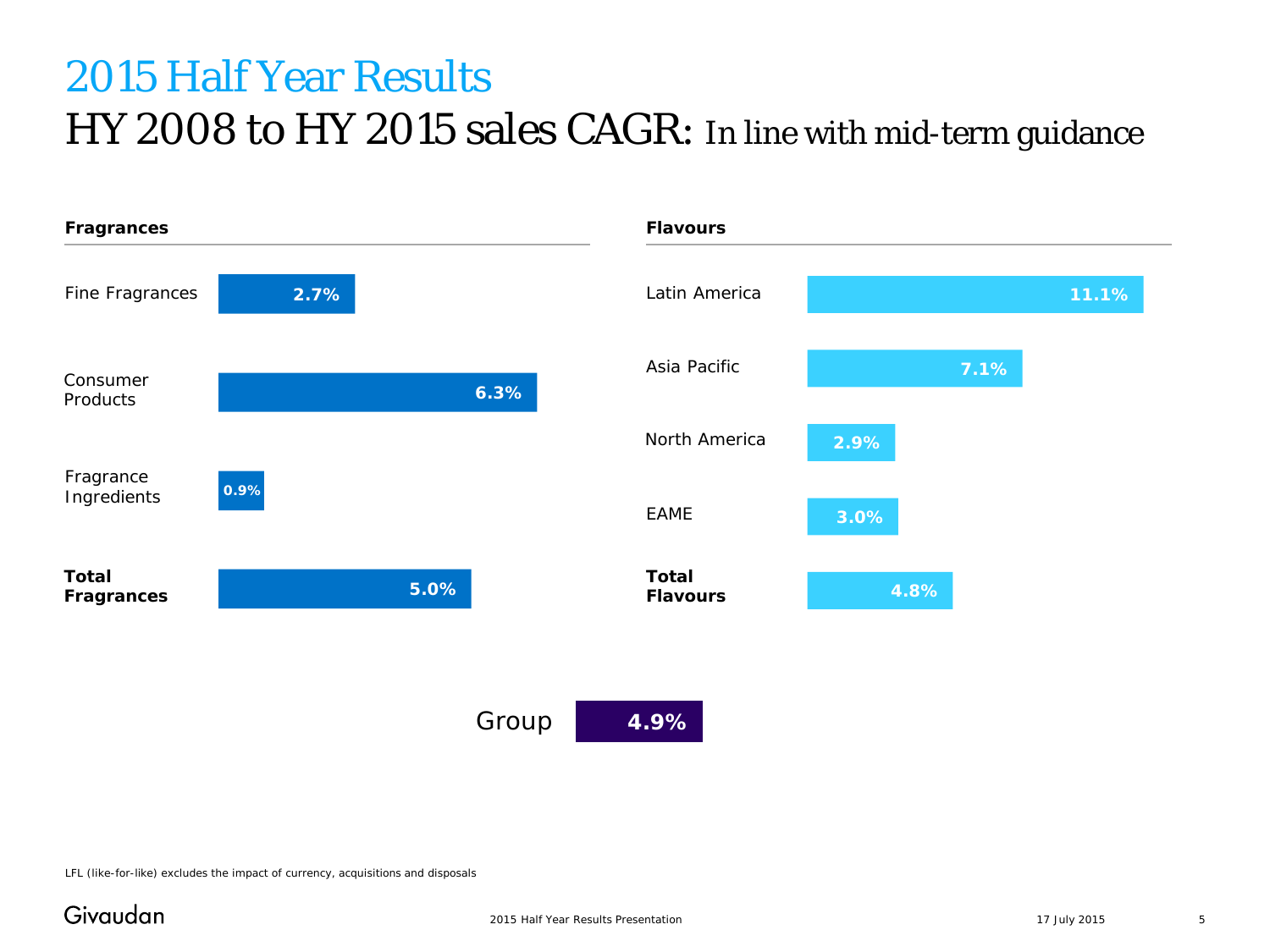# 2015 Half Year Results

## HY 2008 to HY 2015 sales CAGR: In line with mid-term guidance

**Fragrances**

| Segment | CAGR |
|---|---|
| Fine Fragrances | 2.7% |
| Consumer Products | 6.3% |
| Fragrance Ingredients | 0.9% |
| **Total Fragrances** | **5.0%** |

**Flavours**

| Region | CAGR |
|---|---|
| Latin America | 11.1% |
| Asia Pacific | 7.1% |
| North America | 2.9% |
| EAME | 3.0% |
| **Total Flavours** | **4.8%** |

Group **4.9%**

LFL (like-for-like) excludes the impact of currency, acquisitions and disposals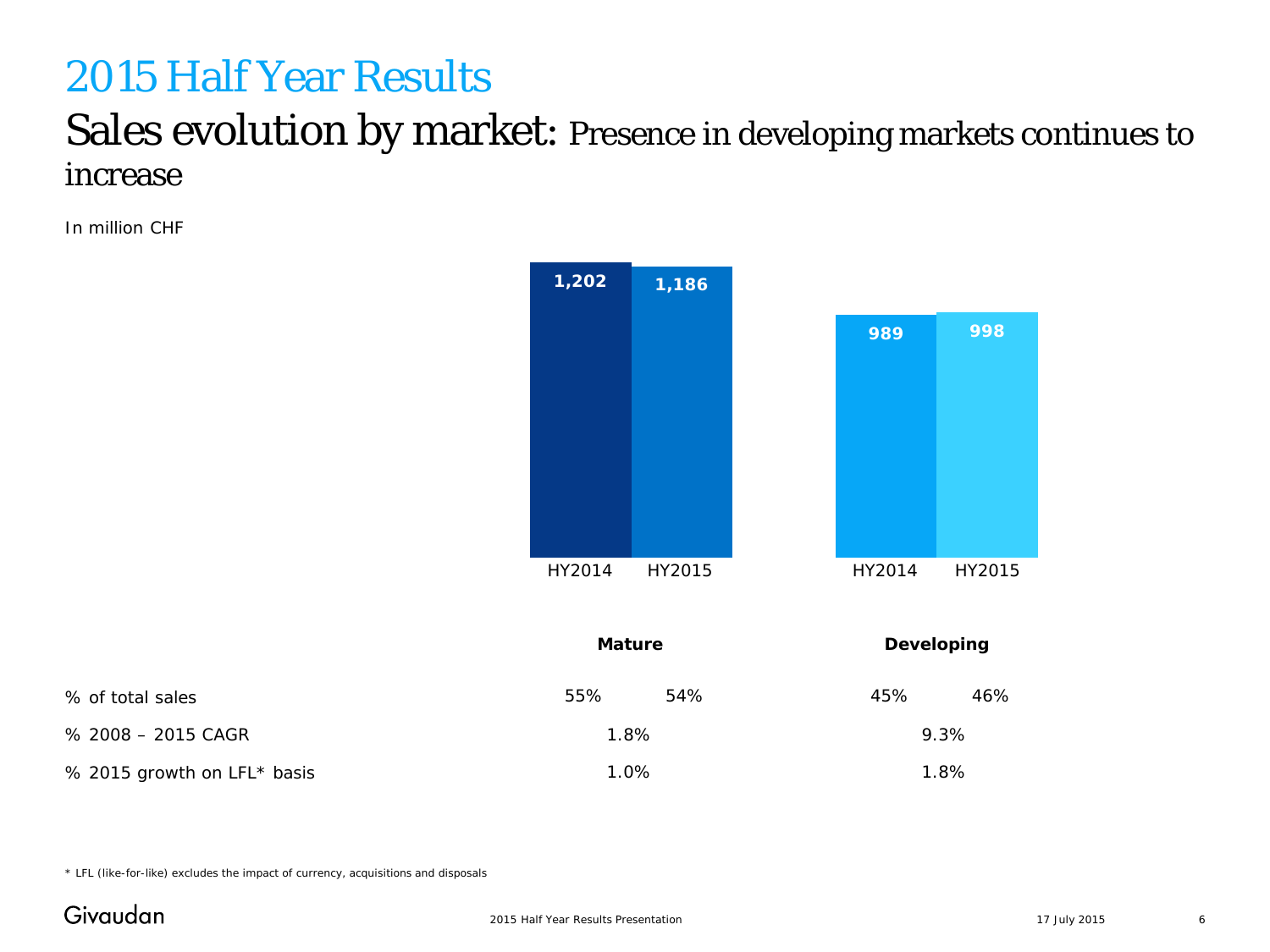# 2015 Half Year Results

## Sales evolution by market: Presence in developing markets continues to increase

In million CHF

| | Mature | | Developing | |
|---|---|---|---|---|
| | HY2014 | HY2015 | HY2014 | HY2015 |
| Sales | 1,202 | 1,186 | 989 | 998 |
| % of total sales | 55% | 54% | 45% | 46% |
| % 2008 – 2015 CAGR | 1.8% | | 9.3% | |
| % 2015 growth on LFL* basis | 1.0% | | 1.8% | |

* LFL (like-for-like) excludes the impact of currency, acquisitions and disposals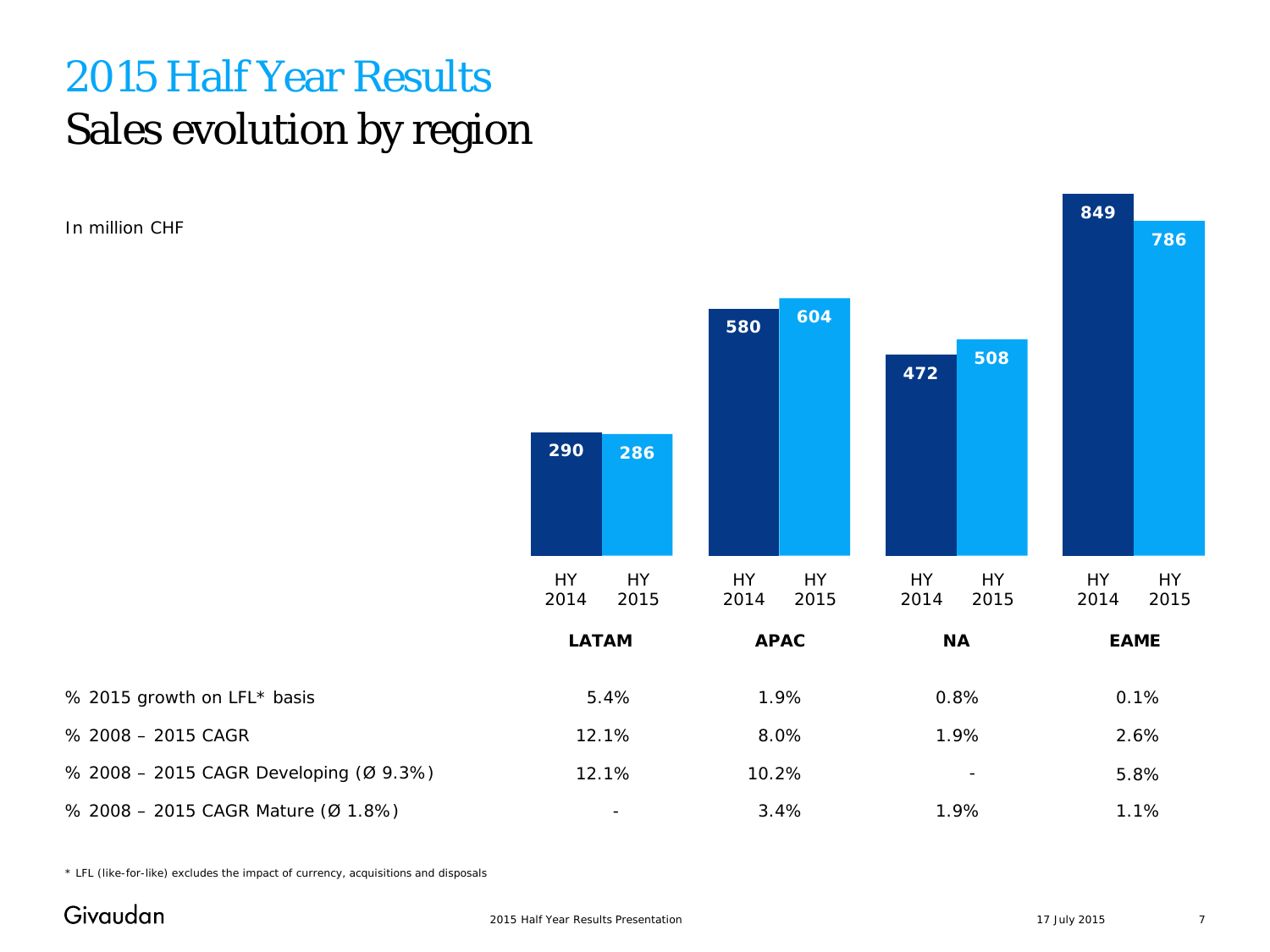# 2015 Half Year Results

## Sales evolution by region

In million CHF

| | LATAM | | APAC | | NA | | EAME | |
|---|---|---|---|---|---|---|---|---|
| | HY 2014 | HY 2015 | HY 2014 | HY 2015 | HY 2014 | HY 2015 | HY 2014 | HY 2015 |
| Sales | 290 | 286 | 580 | 604 | 472 | 508 | 849 | 786 |

| | LATAM | APAC | NA | EAME |
|---|---|---|---|---|
| % 2015 growth on LFL* basis | 5.4% | 1.9% | 0.8% | 0.1% |
| % 2008 – 2015 CAGR | 12.1% | 8.0% | 1.9% | 2.6% |
| % 2008 – 2015 CAGR Developing (Ø 9.3%) | 12.1% | 10.2% | - | 5.8% |
| % 2008 – 2015 CAGR Mature (Ø 1.8%) | - | 3.4% | 1.9% | 1.1% |

\* LFL (like-for-like) excludes the impact of currency, acquisitions and disposals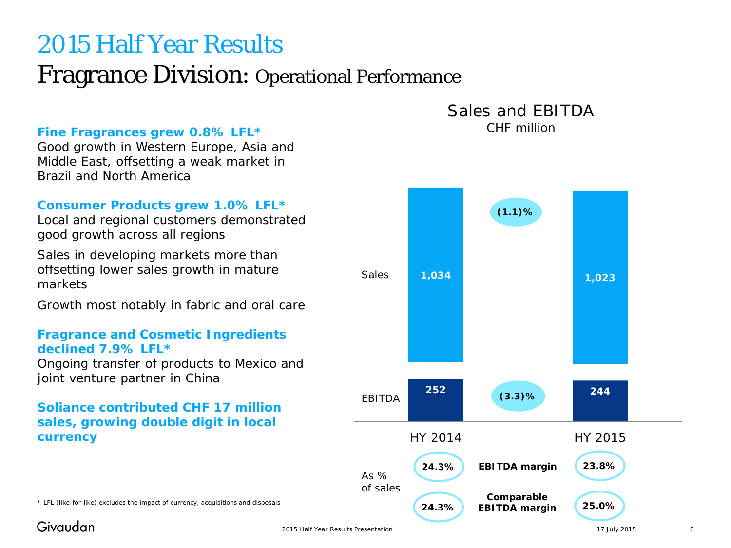# 2015 Half Year Results

## Fragrance Division: Operational Performance

**Fine Fragrances grew 0.8% LFL***
Good growth in Western Europe, Asia and Middle East, offsetting a weak market in Brazil and North America

**Consumer Products grew 1.0% LFL***
Local and regional customers demonstrated good growth across all regions

Sales in developing markets more than offsetting lower sales growth in mature markets

Growth most notably in fabric and oral care

**Fragrance and Cosmetic Ingredients declined 7.9% LFL***
Ongoing transfer of products to Mexico and joint venture partner in China

**Soliance contributed CHF 17 million sales, growing double digit in local currency**

### Sales and EBITDA
CHF million

|  | HY 2014 | Change | HY 2015 |
|---|---|---|---|
| Sales | 1,034 | (1.1)% | 1,023 |
| EBITDA | 252 | (3.3)% | 244 |

| As % of sales | HY 2014 | | HY 2015 |
|---|---|---|---|
| | 24.3% | EBITDA margin | 23.8% |
| | 24.3% | Comparable EBITDA margin | 25.0% |

* LFL (like-for-like) excludes the impact of currency, acquisitions and disposals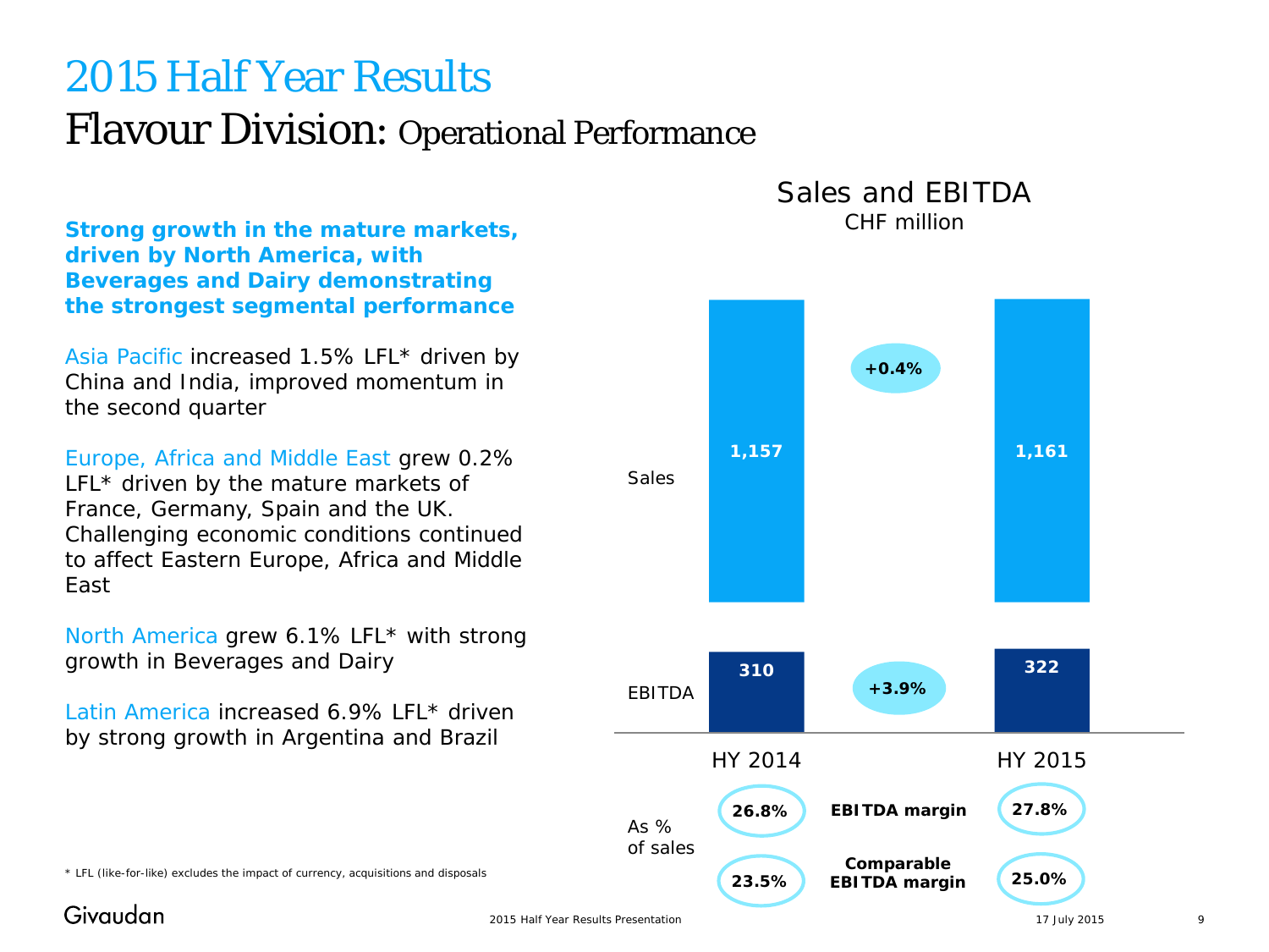# 2015 Half Year Results

## Flavour Division: Operational Performance

**Strong growth in the mature markets, driven by North America, with Beverages and Dairy demonstrating the strongest segmental performance**

Asia Pacific increased 1.5% LFL* driven by China and India, improved momentum in the second quarter

Europe, Africa and Middle East grew 0.2% LFL* driven by the mature markets of France, Germany, Spain and the UK. Challenging economic conditions continued to affect Eastern Europe, Africa and Middle East

North America grew 6.1% LFL* with strong growth in Beverages and Dairy

Latin America increased 6.9% LFL* driven by strong growth in Argentina and Brazil

### Sales and EBITDA

CHF million

| | HY 2014 | Change | HY 2015 |
|---|---|---|---|
| Sales | 1,157 | +0.4% | 1,161 |
| EBITDA | 310 | +3.9% | 322 |
| As % of sales: EBITDA margin | 26.8% | | 27.8% |
| As % of sales: Comparable EBITDA margin | 23.5% | | 25.0% |

\* LFL (like-for-like) excludes the impact of currency, acquisitions and disposals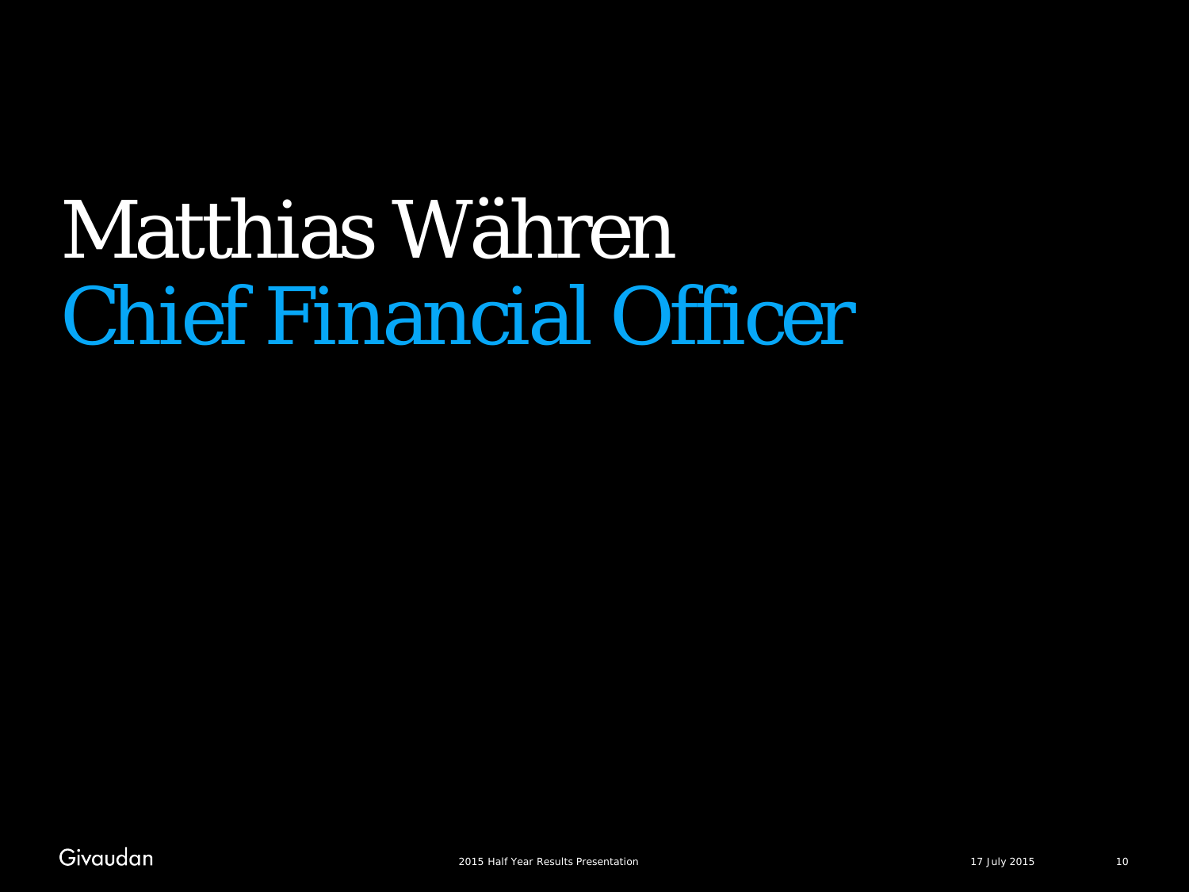# Matthias Währen

## Chief Financial Officer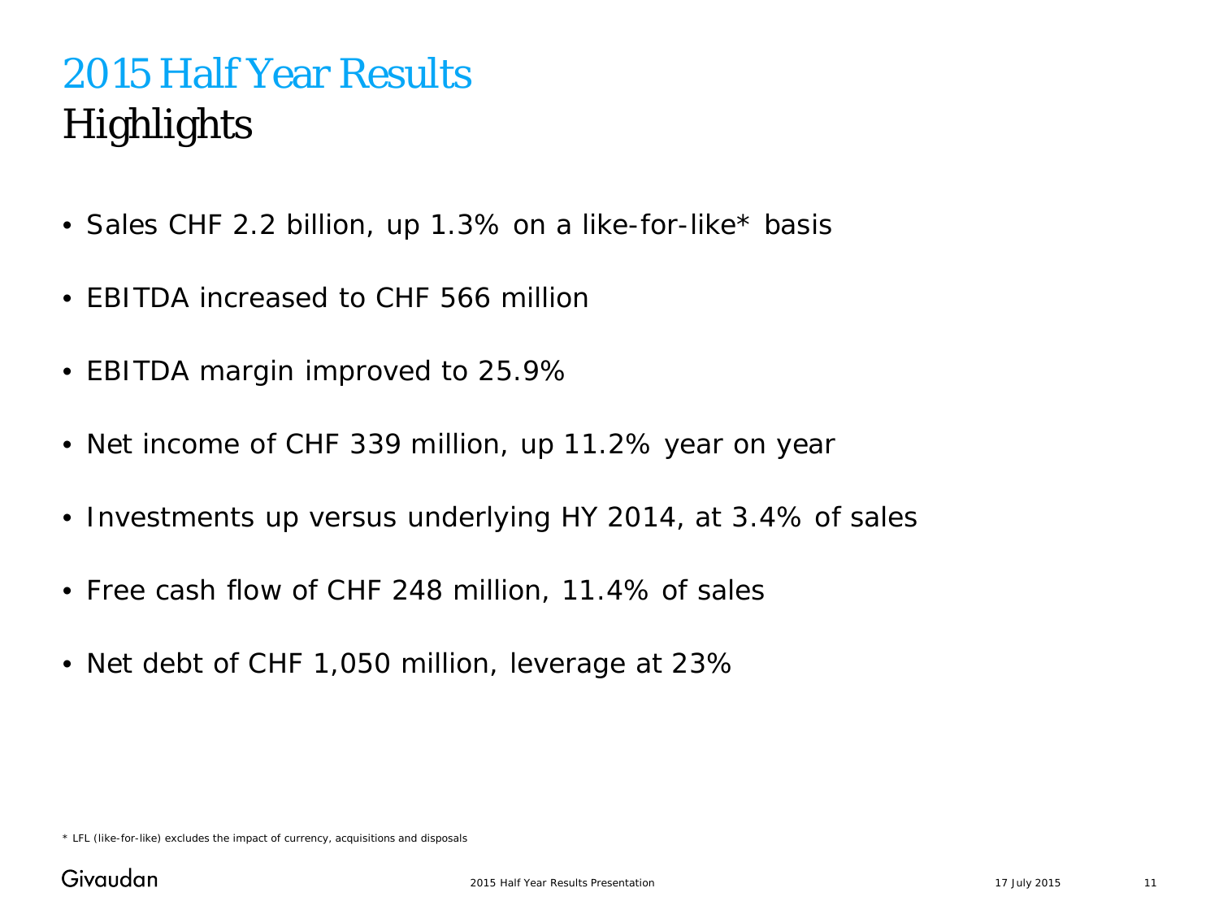# 2015 Half Year Results

## Highlights

- Sales CHF 2.2 billion, up 1.3% on a like-for-like* basis
- EBITDA increased to CHF 566 million
- EBITDA margin improved to 25.9%
- Net income of CHF 339 million, up 11.2% year on year
- Investments up versus underlying HY 2014, at 3.4% of sales
- Free cash flow of CHF 248 million, 11.4% of sales
- Net debt of CHF 1,050 million, leverage at 23%

\* LFL (like-for-like) excludes the impact of currency, acquisitions and disposals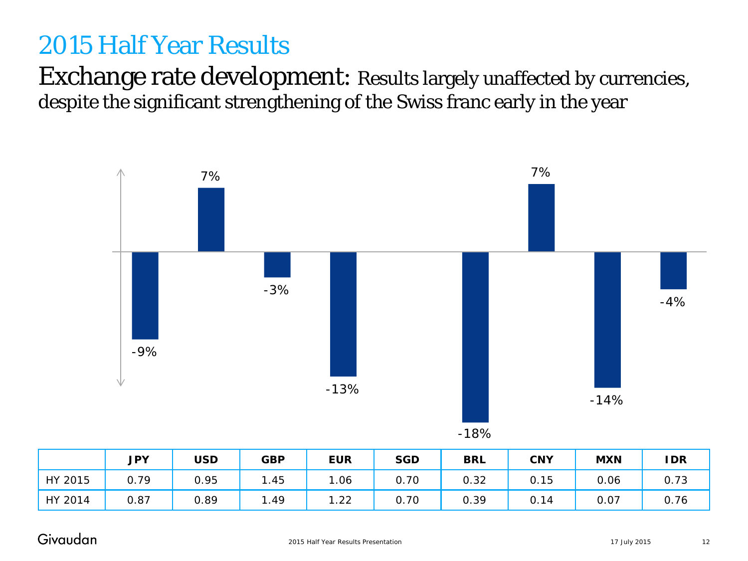# 2015 Half Year Results

## Exchange rate development: Results largely unaffected by currencies, despite the significant strengthening of the Swiss franc early in the year

| | JPY | USD | GBP | EUR | SGD | BRL | CNY | MXN | IDR |
|---|---|---|---|---|---|---|---|---|---|
| Change | -9% | 7% | -3% | -13% | | -18% | 7% | -14% | -4% |
| HY 2015 | 0.79 | 0.95 | 1.45 | 1.06 | 0.70 | 0.32 | 0.15 | 0.06 | 0.73 |
| HY 2014 | 0.87 | 0.89 | 1.49 | 1.22 | 0.70 | 0.39 | 0.14 | 0.07 | 0.76 |

Givaudan

2015 Half Year Results Presentation

17 July 2015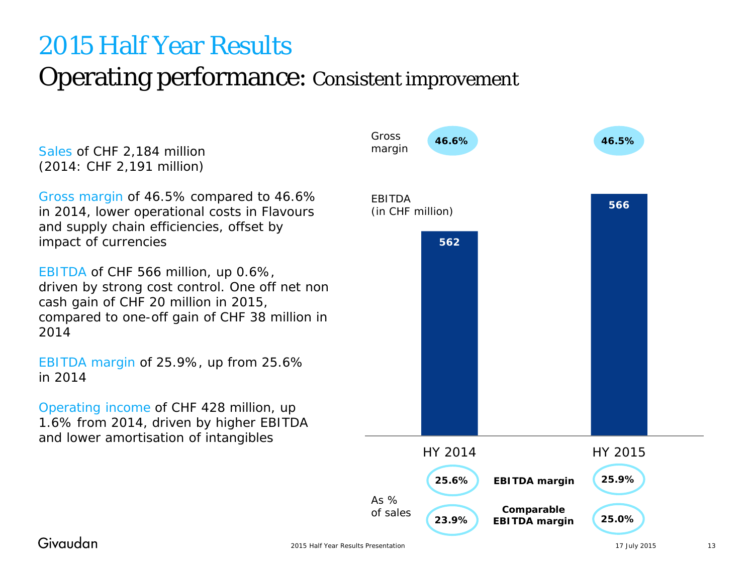# 2015 Half Year Results

## Operating performance: Consistent improvement

Sales of CHF 2,184 million (2014: CHF 2,191 million)

Gross margin of 46.5% compared to 46.6% in 2014, lower operational costs in Flavours and supply chain efficiencies, offset by impact of currencies

EBITDA of CHF 566 million, up 0.6%, driven by strong cost control. One off net non cash gain of CHF 20 million in 2015, compared to one-off gain of CHF 38 million in 2014

EBITDA margin of 25.9%, up from 25.6% in 2014

Operating income of CHF 428 million, up 1.6% from 2014, driven by higher EBITDA and lower amortisation of intangibles

| | HY 2014 | HY 2015 |
|---|---|---|
| Gross margin | 46.6% | 46.5% |
| EBITDA (in CHF million) | 562 | 566 |
| EBITDA margin (as % of sales) | 25.6% | 25.9% |
| Comparable EBITDA margin (as % of sales) | 23.9% | 25.0% |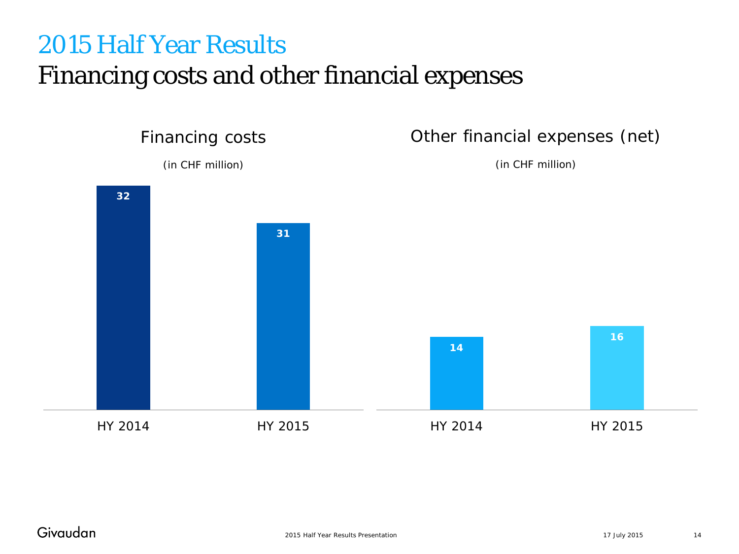# 2015 Half Year Results

## Financing costs and other financial expenses

### Financing costs

(in CHF million)

| | HY 2014 | HY 2015 |
|---|---|---|
| Financing costs | 32 | 31 |

### Other financial expenses (net)

(in CHF million)

| | HY 2014 | HY 2015 |
|---|---|---|
| Other financial expenses (net) | 14 | 16 |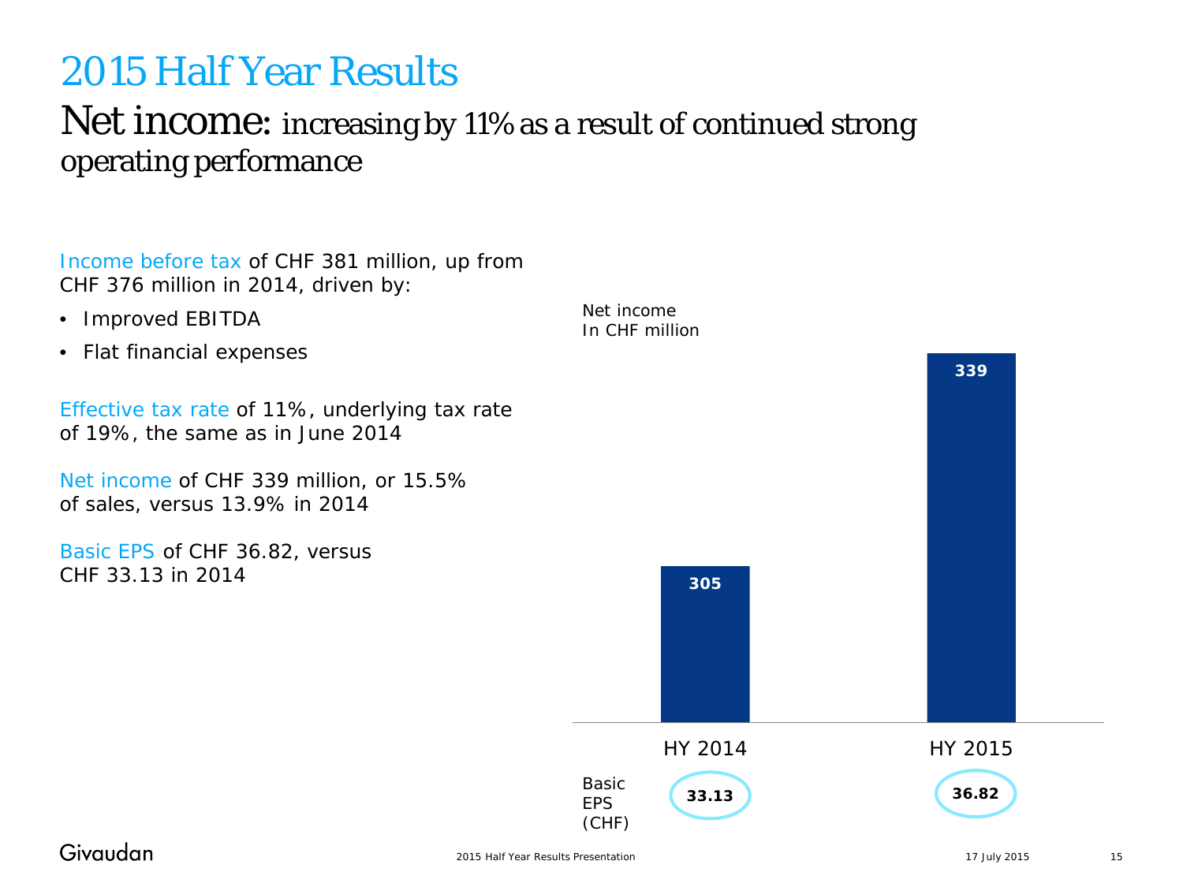# 2015 Half Year Results

## Net income: increasing by 11% as a result of continued strong operating performance

Income before tax of CHF 381 million, up from CHF 376 million in 2014, driven by:

- Improved EBITDA
- Flat financial expenses

Effective tax rate of 11%, underlying tax rate of 19%, the same as in June 2014

Net income of CHF 339 million, or 15.5% of sales, versus 13.9% in 2014

Basic EPS of CHF 36.82, versus CHF 33.13 in 2014

Net income
In CHF million

| | HY 2014 | HY 2015 |
|---|---|---|
| Net income | 305 | 339 |
| Basic EPS (CHF) | 33.13 | 36.82 |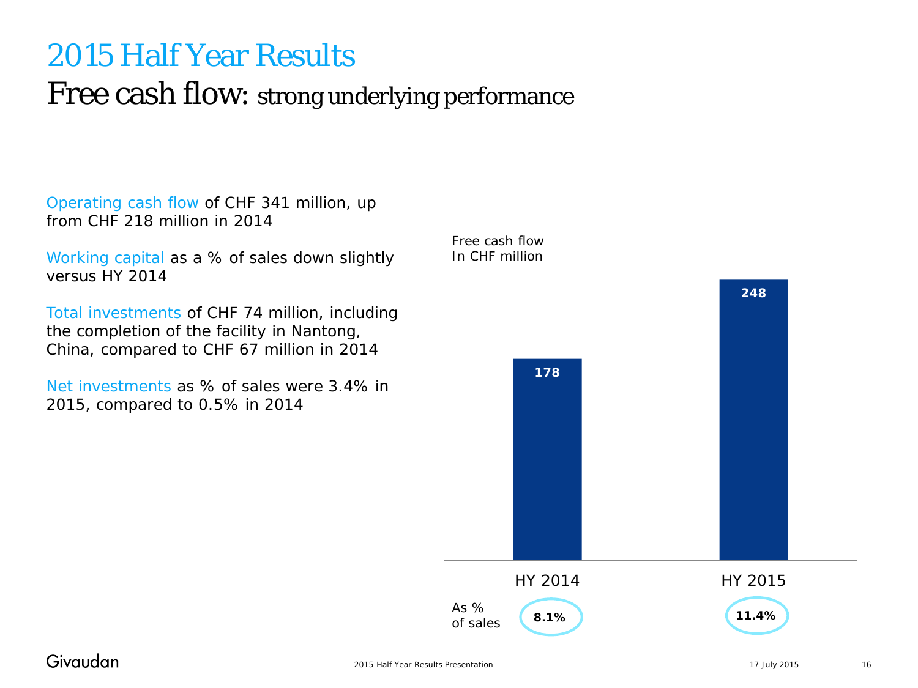# 2015 Half Year Results

## Free cash flow: strong underlying performance

Operating cash flow of CHF 341 million, up from CHF 218 million in 2014

Working capital as a % of sales down slightly versus HY 2014

Total investments of CHF 74 million, including the completion of the facility in Nantong, China, compared to CHF 67 million in 2014

Net investments as % of sales were 3.4% in 2015, compared to 0.5% in 2014

Free cash flow
In CHF million

| | HY 2014 | HY 2015 |
|---|---|---|
| Free cash flow | 178 | 248 |
| As % of sales | 8.1% | 11.4% |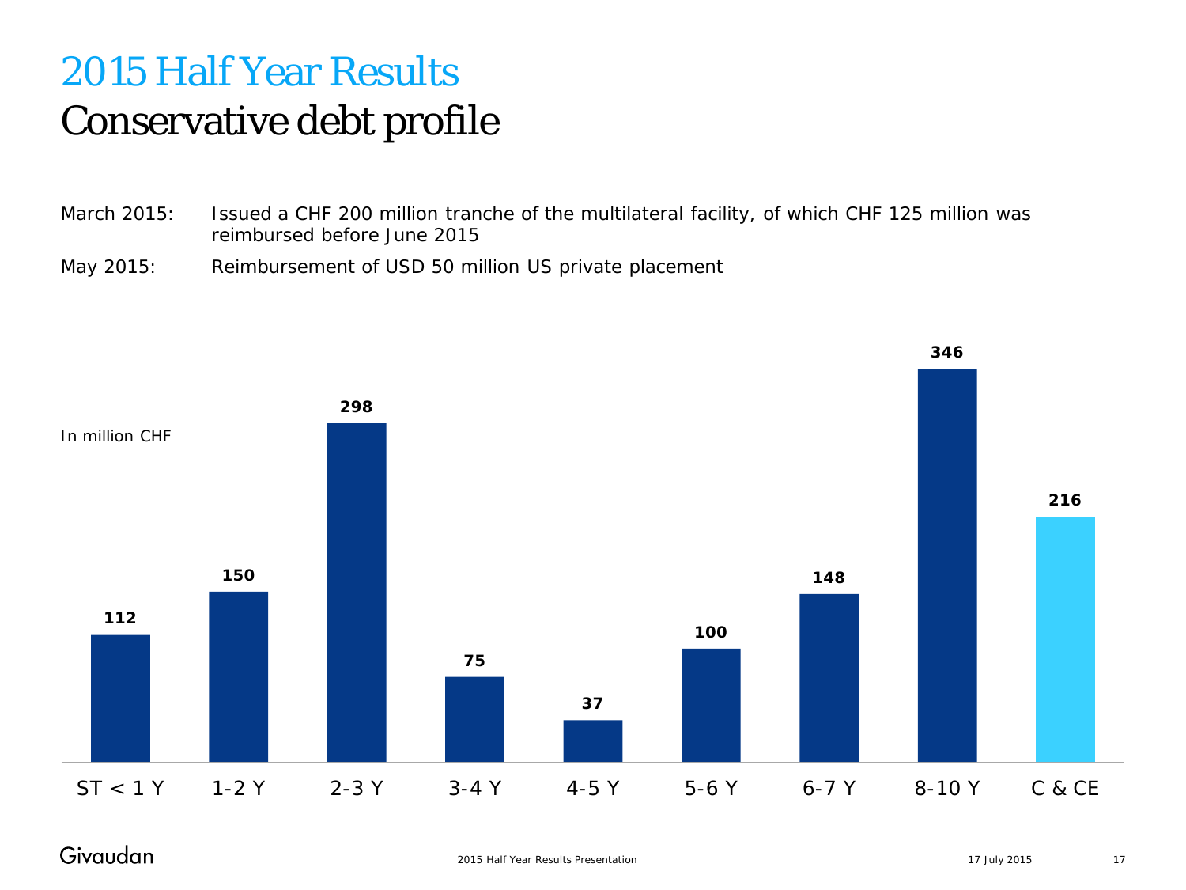# 2015 Half Year Results

## Conservative debt profile

March 2015: Issued a CHF 200 million tranche of the multilateral facility, of which CHF 125 million was reimbursed before June 2015

May 2015: Reimbursement of USD 50 million US private placement

In million CHF

| ST < 1 Y | 1-2 Y | 2-3 Y | 3-4 Y | 4-5 Y | 5-6 Y | 6-7 Y | 8-10 Y | C & CE |
|---|---|---|---|---|---|---|---|---|
| 112 | 150 | 298 | 75 | 37 | 100 | 148 | 346 | 216 |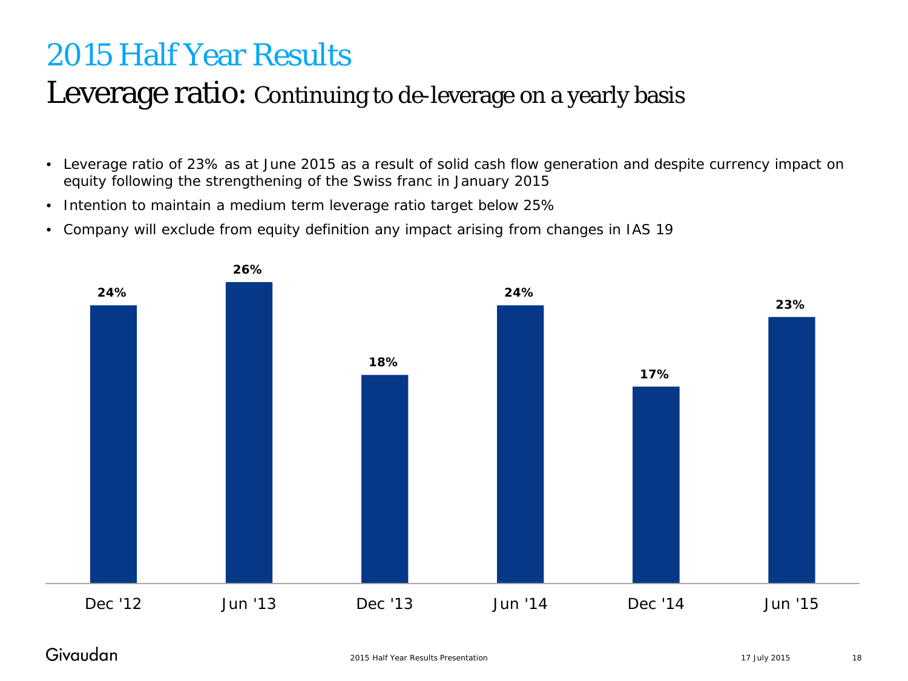# 2015 Half Year Results

## Leverage ratio: Continuing to de-leverage on a yearly basis

- Leverage ratio of 23% as at June 2015 as a result of solid cash flow generation and despite currency impact on equity following the strengthening of the Swiss franc in January 2015
- Intention to maintain a medium term leverage ratio target below 25%
- Company will exclude from equity definition any impact arising from changes in IAS 19

| Dec '12 | Jun '13 | Dec '13 | Jun '14 | Dec '14 | Jun '15 |
|---|---|---|---|---|---|
| 24% | 26% | 18% | 24% | 17% | 23% |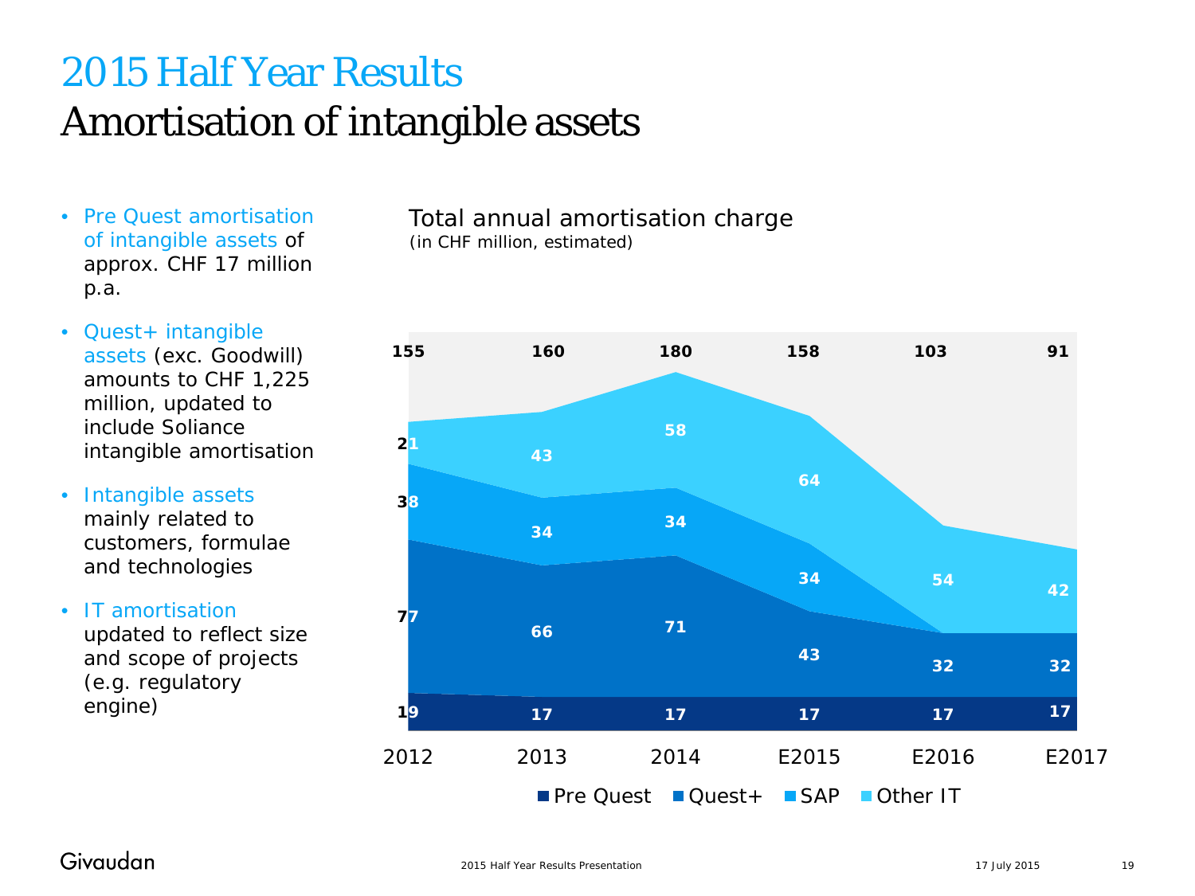# 2015 Half Year Results

## Amortisation of intangible assets

- Pre Quest amortisation of intangible assets of approx. CHF 17 million p.a.
- Quest+ intangible assets (exc. Goodwill) amounts to CHF 1,225 million, updated to include Soliance intangible amortisation
- Intangible assets mainly related to customers, formulae and technologies
- IT amortisation updated to reflect size and scope of projects (e.g. regulatory engine)

**Total annual amortisation charge**
*(in CHF million, estimated)*

| | 2012 | 2013 | 2014 | E2015 | E2016 | E2017 |
|---|---|---|---|---|---|---|
| Pre Quest | 19 | 17 | 17 | 17 | 17 | 17 |
| Quest+ | 77 | 66 | 71 | 43 | 32 | 32 |
| SAP | 38 | 34 | 34 | 34 | | |
| Other IT | 21 | 43 | 58 | 64 | 54 | 42 |
| Total | 155 | 160 | 180 | 158 | 103 | 91 |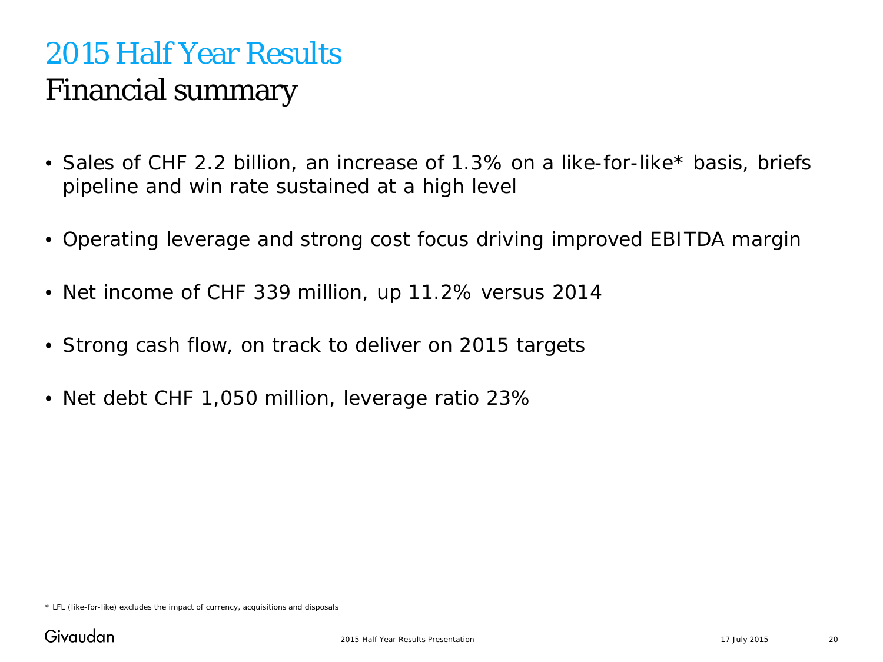# 2015 Half Year Results

## Financial summary

- Sales of CHF 2.2 billion, an increase of 1.3% on a like-for-like* basis, briefs pipeline and win rate sustained at a high level
- Operating leverage and strong cost focus driving improved EBITDA margin
- Net income of CHF 339 million, up 11.2% versus 2014
- Strong cash flow, on track to deliver on 2015 targets
- Net debt CHF 1,050 million, leverage ratio 23%

* LFL (like-for-like) excludes the impact of currency, acquisitions and disposals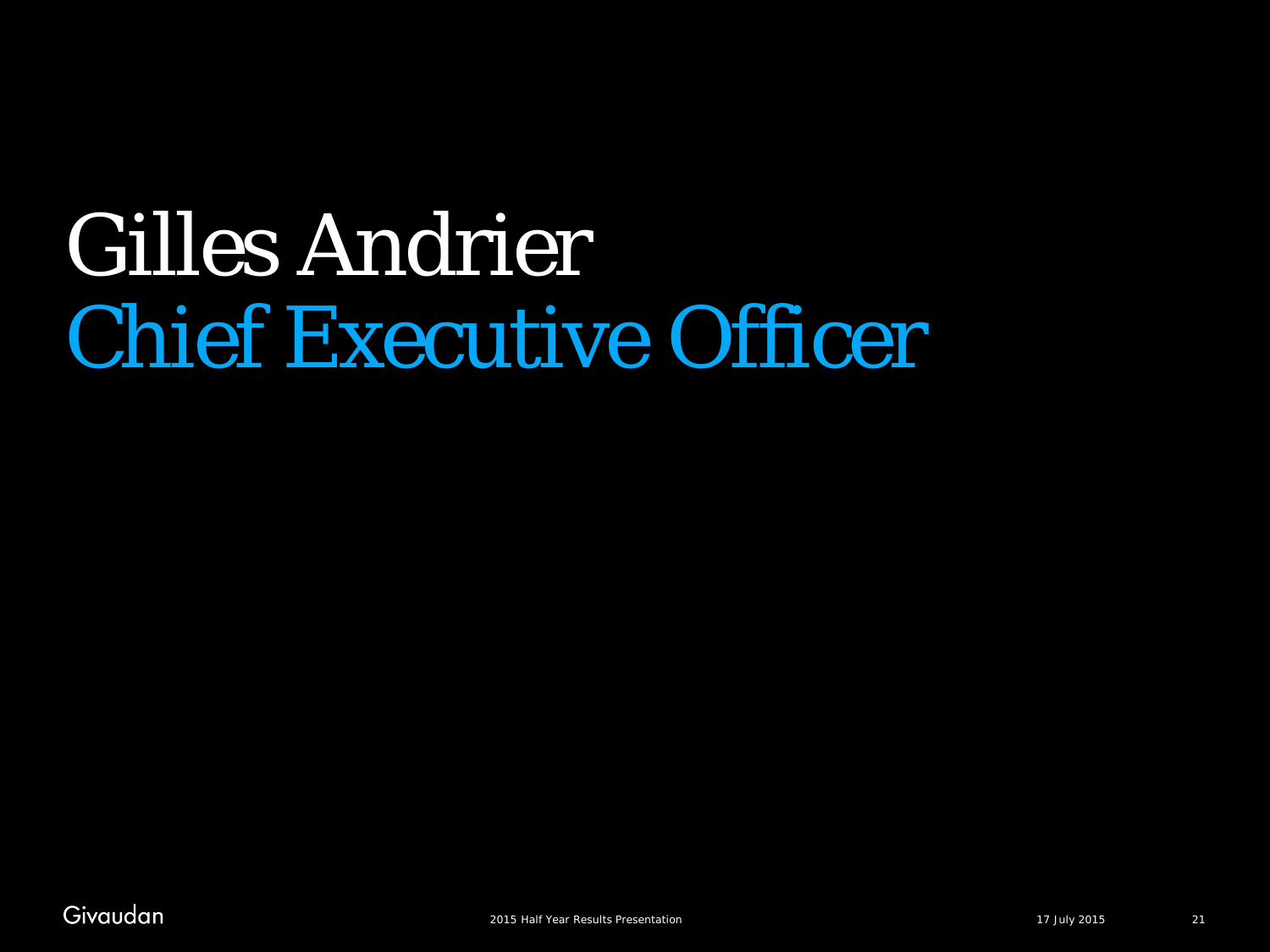# Gilles Andrier

## Chief Executive Officer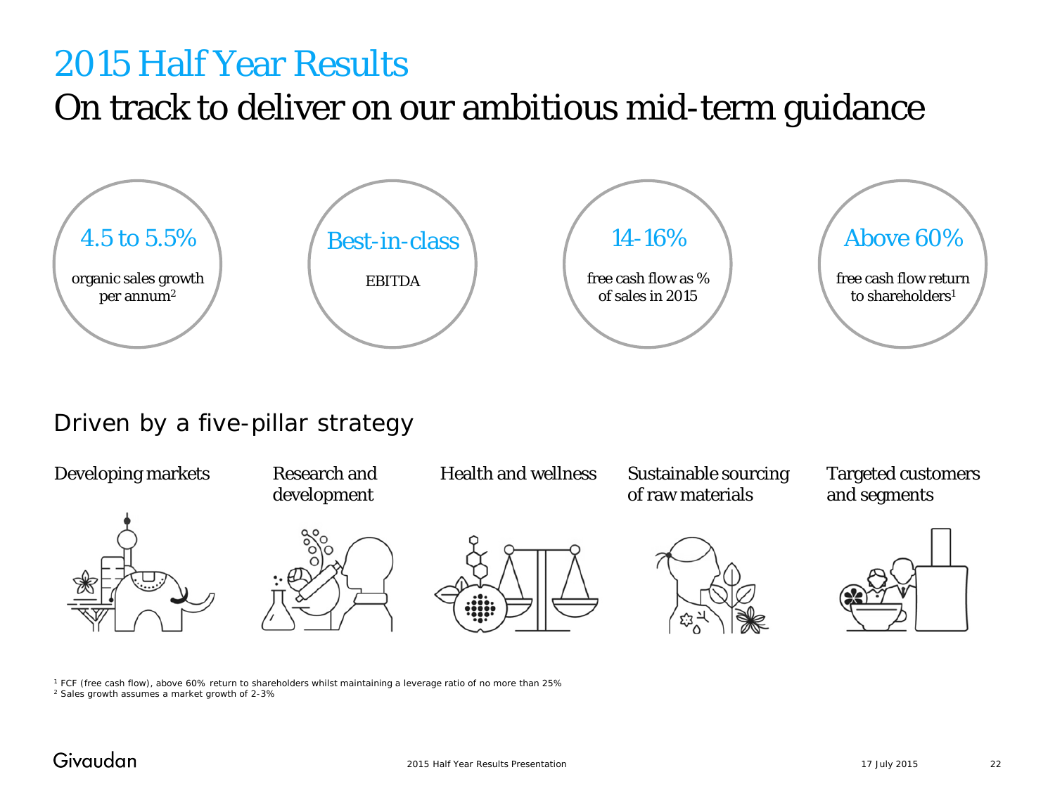# 2015 Half Year Results

## On track to deliver on our ambitious mid-term guidance

- **4.5 to 5.5%** organic sales growth per annum[2]
- **Best-in-class** EBITDA
- **14-16%** free cash flow as % of sales in 2015
- **Above 60%** free cash flow return to shareholders[1]

## Driven by a five-pillar strategy

- Developing markets
- Research and development
- Health and wellness
- Sustainable sourcing of raw materials
- Targeted customers and segments

[1] FCF (free cash flow), above 60% return to shareholders whilst maintaining a leverage ratio of no more than 25%
[2] Sales growth assumes a market growth of 2-3%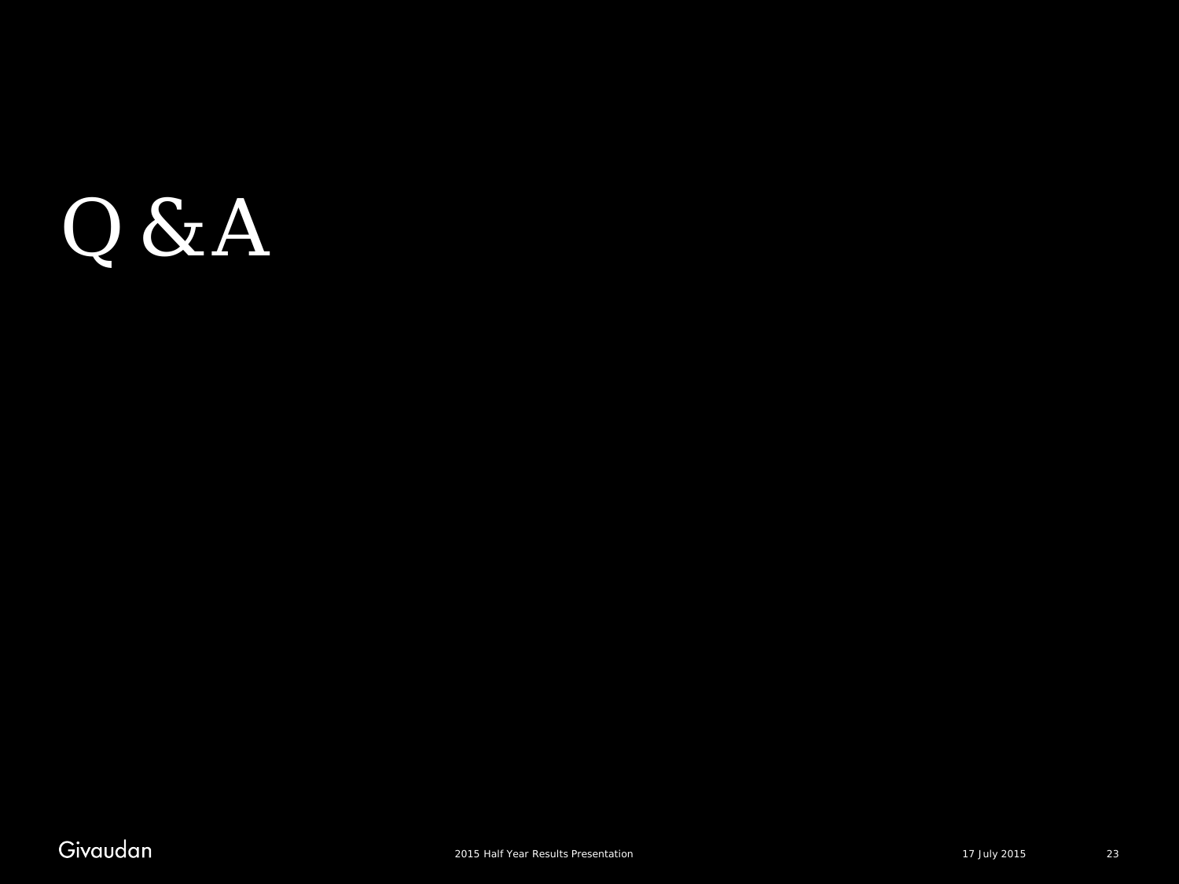# Q & A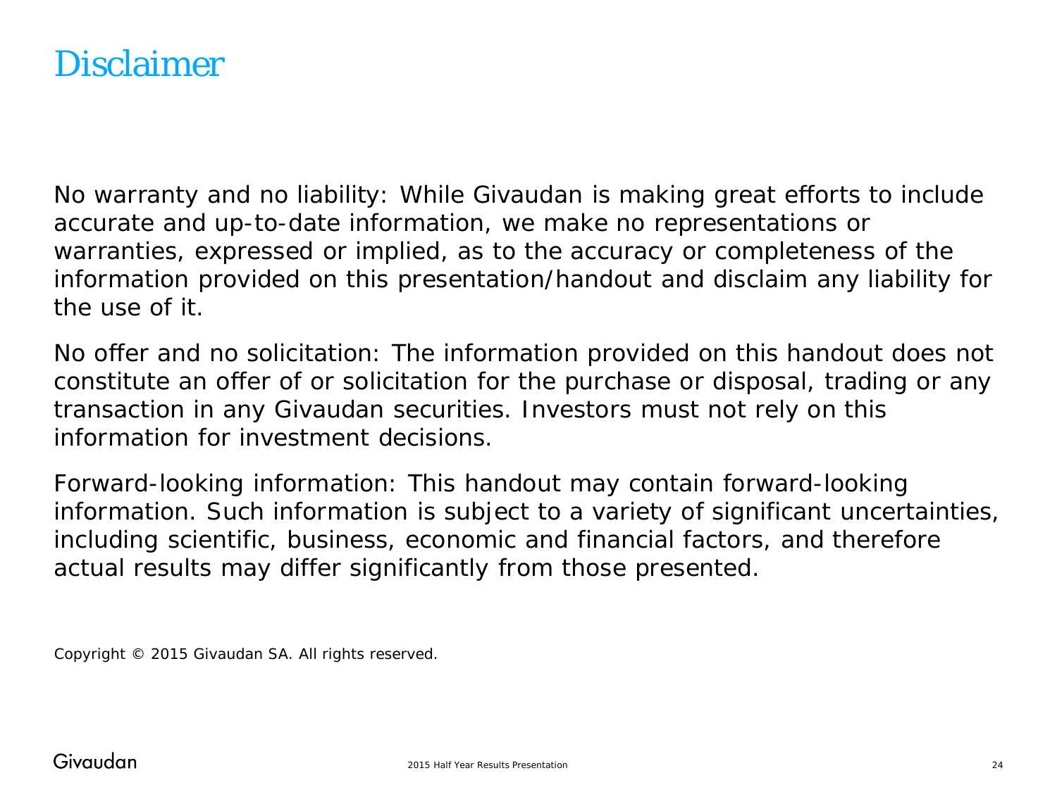# Disclaimer

No warranty and no liability: While Givaudan is making great efforts to include accurate and up-to-date information, we make no representations or warranties, expressed or implied, as to the accuracy or completeness of the information provided on this presentation/handout and disclaim any liability for the use of it.

No offer and no solicitation: The information provided on this handout does not constitute an offer of or solicitation for the purchase or disposal, trading or any transaction in any Givaudan securities. Investors must not rely on this information for investment decisions.

Forward-looking information: This handout may contain forward-looking information. Such information is subject to a variety of significant uncertainties, including scientific, business, economic and financial factors, and therefore actual results may differ significantly from those presented.

Copyright © 2015 Givaudan SA. All rights reserved.